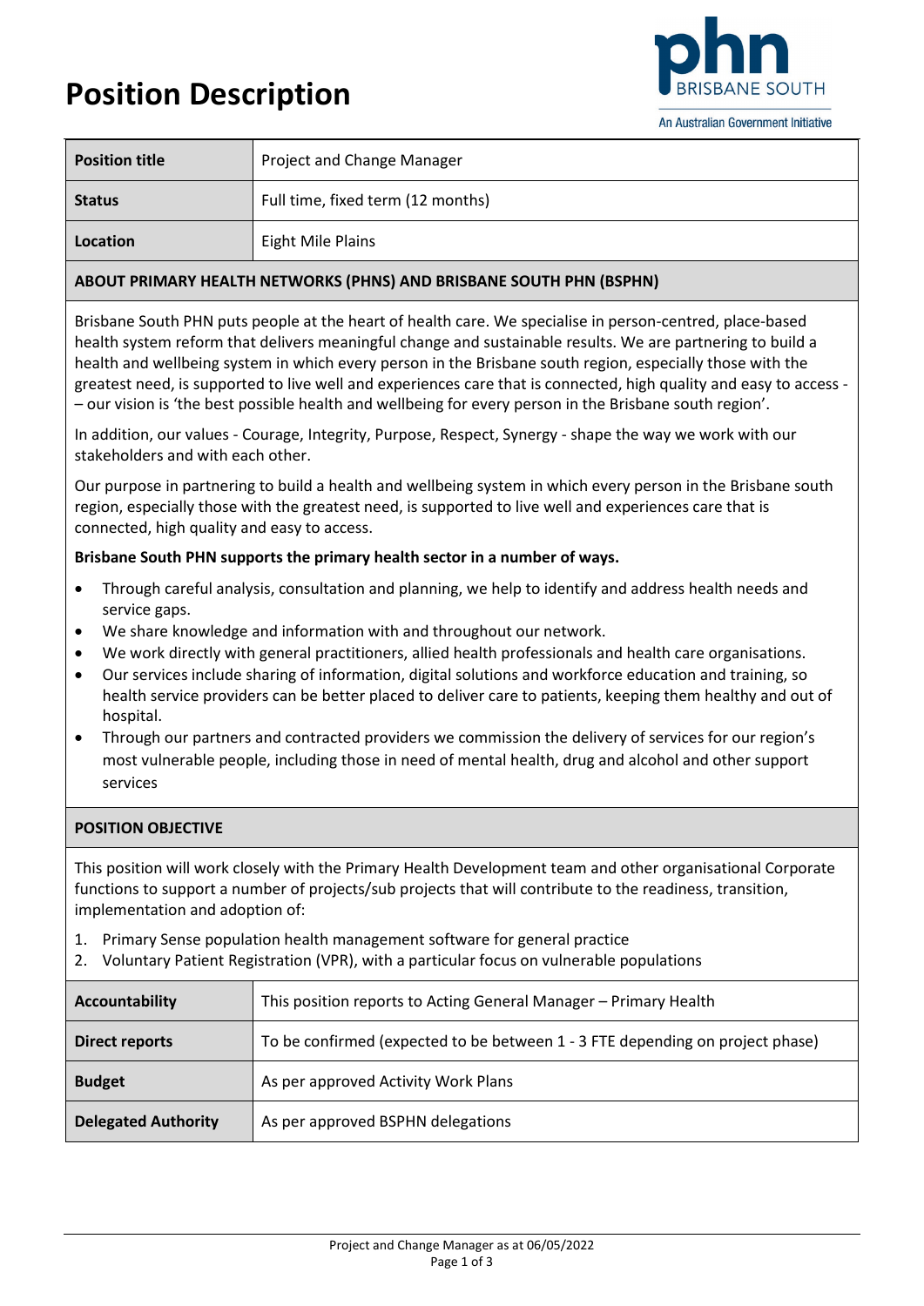# Position Description

| | |
|---|---|
| **Position title** | Project and Change Manager |
| **Status** | Full time, fixed term (12 months) |
| **Location** | Eight Mile Plains |

## ABOUT PRIMARY HEALTH NETWORKS (PHNS) AND BRISBANE SOUTH PHN (BSPHN)

Brisbane South PHN puts people at the heart of health care. We specialise in person-centred, place-based health system reform that delivers meaningful change and sustainable results. We are partnering to build a health and wellbeing system in which every person in the Brisbane south region, especially those with the greatest need, is supported to live well and experiences care that is connected, high quality and easy to access - – our vision is 'the best possible health and wellbeing for every person in the Brisbane south region'.

In addition, our values - Courage, Integrity, Purpose, Respect, Synergy - shape the way we work with our stakeholders and with each other.

Our purpose in partnering to build a health and wellbeing system in which every person in the Brisbane south region, especially those with the greatest need, is supported to live well and experiences care that is connected, high quality and easy to access.

**Brisbane South PHN supports the primary health sector in a number of ways.**

- Through careful analysis, consultation and planning, we help to identify and address health needs and service gaps.
- We share knowledge and information with and throughout our network.
- We work directly with general practitioners, allied health professionals and health care organisations.
- Our services include sharing of information, digital solutions and workforce education and training, so health service providers can be better placed to deliver care to patients, keeping them healthy and out of hospital.
- Through our partners and contracted providers we commission the delivery of services for our region's most vulnerable people, including those in need of mental health, drug and alcohol and other support services

## POSITION OBJECTIVE

This position will work closely with the Primary Health Development team and other organisational Corporate functions to support a number of projects/sub projects that will contribute to the readiness, transition, implementation and adoption of:

1. Primary Sense population health management software for general practice
2. Voluntary Patient Registration (VPR), with a particular focus on vulnerable populations

| | |
|---|---|
| **Accountability** | This position reports to Acting General Manager – Primary Health |
| **Direct reports** | To be confirmed (expected to be between 1 - 3 FTE depending on project phase) |
| **Budget** | As per approved Activity Work Plans |
| **Delegated Authority** | As per approved BSPHN delegations |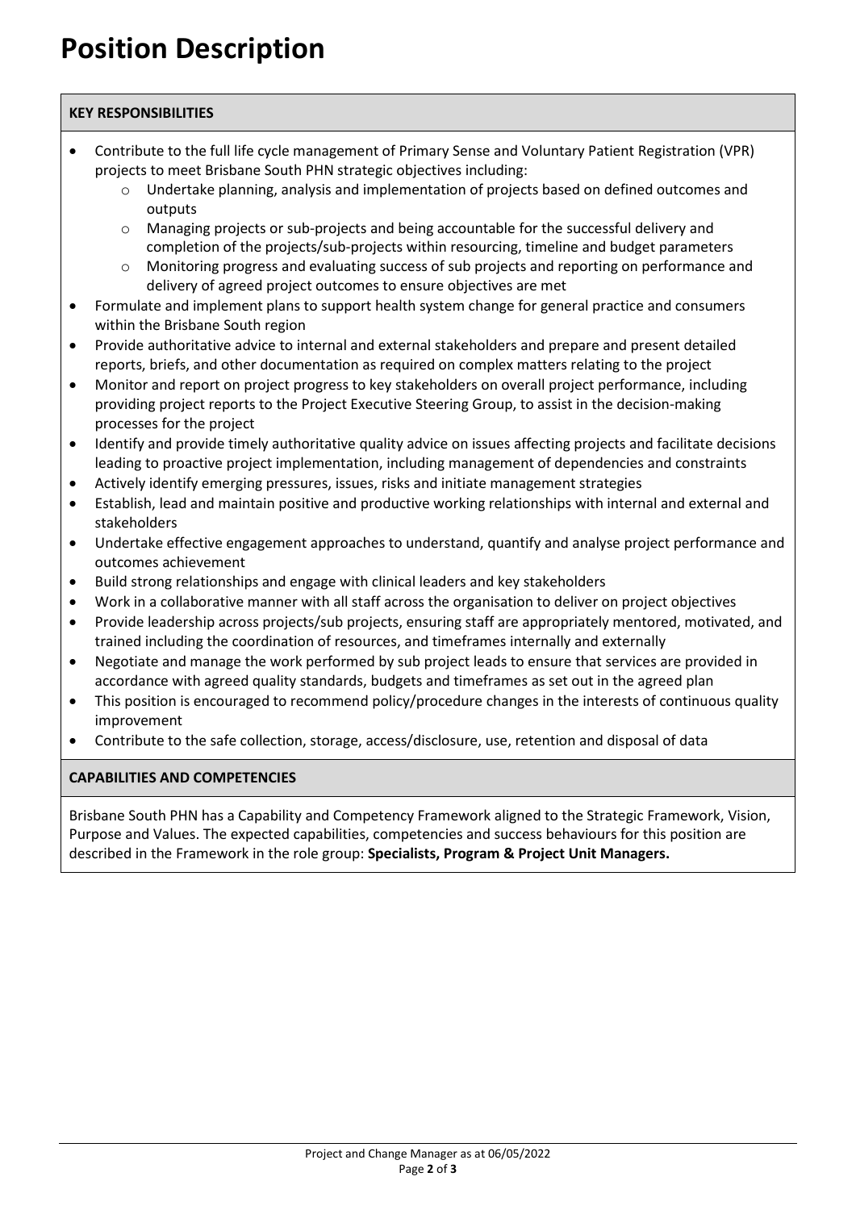# Position Description

## KEY RESPONSIBILITIES

- Contribute to the full life cycle management of Primary Sense and Voluntary Patient Registration (VPR) projects to meet Brisbane South PHN strategic objectives including:
  - Undertake planning, analysis and implementation of projects based on defined outcomes and outputs
  - Managing projects or sub-projects and being accountable for the successful delivery and completion of the projects/sub-projects within resourcing, timeline and budget parameters
  - Monitoring progress and evaluating success of sub projects and reporting on performance and delivery of agreed project outcomes to ensure objectives are met
- Formulate and implement plans to support health system change for general practice and consumers within the Brisbane South region
- Provide authoritative advice to internal and external stakeholders and prepare and present detailed reports, briefs, and other documentation as required on complex matters relating to the project
- Monitor and report on project progress to key stakeholders on overall project performance, including providing project reports to the Project Executive Steering Group, to assist in the decision-making processes for the project
- Identify and provide timely authoritative quality advice on issues affecting projects and facilitate decisions leading to proactive project implementation, including management of dependencies and constraints
- Actively identify emerging pressures, issues, risks and initiate management strategies
- Establish, lead and maintain positive and productive working relationships with internal and external and stakeholders
- Undertake effective engagement approaches to understand, quantify and analyse project performance and outcomes achievement
- Build strong relationships and engage with clinical leaders and key stakeholders
- Work in a collaborative manner with all staff across the organisation to deliver on project objectives
- Provide leadership across projects/sub projects, ensuring staff are appropriately mentored, motivated, and trained including the coordination of resources, and timeframes internally and externally
- Negotiate and manage the work performed by sub project leads to ensure that services are provided in accordance with agreed quality standards, budgets and timeframes as set out in the agreed plan
- This position is encouraged to recommend policy/procedure changes in the interests of continuous quality improvement
- Contribute to the safe collection, storage, access/disclosure, use, retention and disposal of data

## CAPABILITIES AND COMPETENCIES

Brisbane South PHN has a Capability and Competency Framework aligned to the Strategic Framework, Vision, Purpose and Values. The expected capabilities, competencies and success behaviours for this position are described in the Framework in the role group: **Specialists, Program & Project Unit Managers.**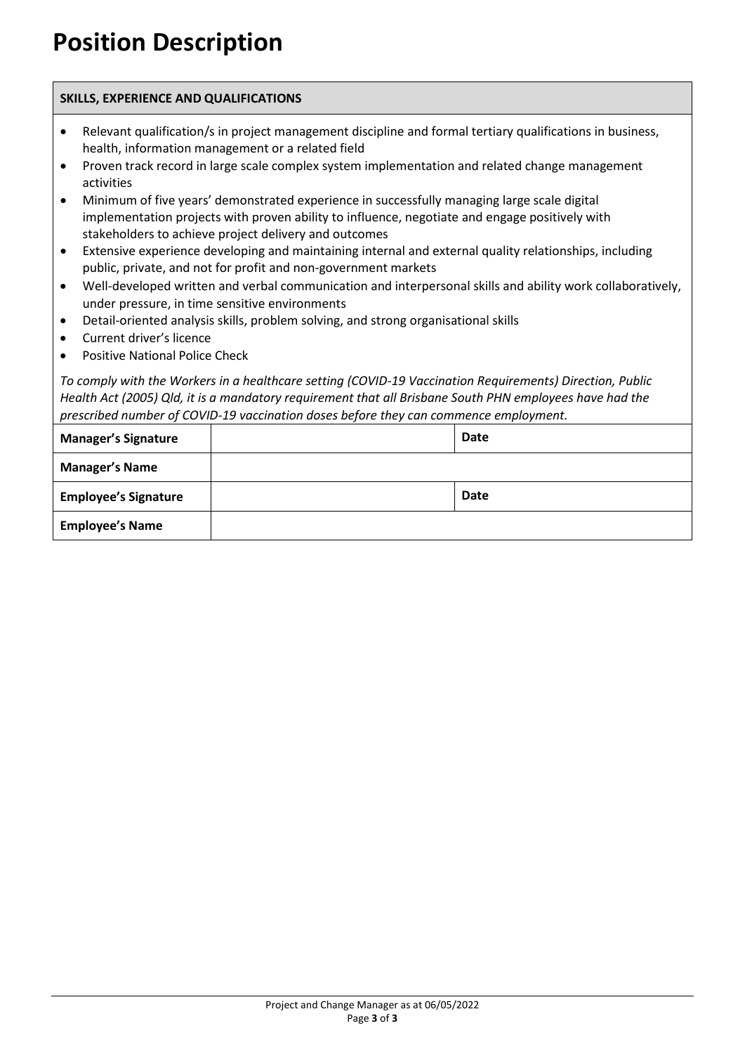# Position Description

## SKILLS, EXPERIENCE AND QUALIFICATIONS

- Relevant qualification/s in project management discipline and formal tertiary qualifications in business, health, information management or a related field
- Proven track record in large scale complex system implementation and related change management activities
- Minimum of five years' demonstrated experience in successfully managing large scale digital implementation projects with proven ability to influence, negotiate and engage positively with stakeholders to achieve project delivery and outcomes
- Extensive experience developing and maintaining internal and external quality relationships, including public, private, and not for profit and non-government markets
- Well-developed written and verbal communication and interpersonal skills and ability work collaboratively, under pressure, in time sensitive environments
- Detail-oriented analysis skills, problem solving, and strong organisational skills
- Current driver's licence
- Positive National Police Check

*To comply with the Workers in a healthcare setting (COVID-19 Vaccination Requirements) Direction, Public Health Act (2005) Qld, it is a mandatory requirement that all Brisbane South PHN employees have had the prescribed number of COVID-19 vaccination doses before they can commence employment.*

| | | | |
|---|---|---|---|
| **Manager's Signature** | | **Date** | |
| **Manager's Name** | | | |
| **Employee's Signature** | | **Date** | |
| **Employee's Name** | | | |